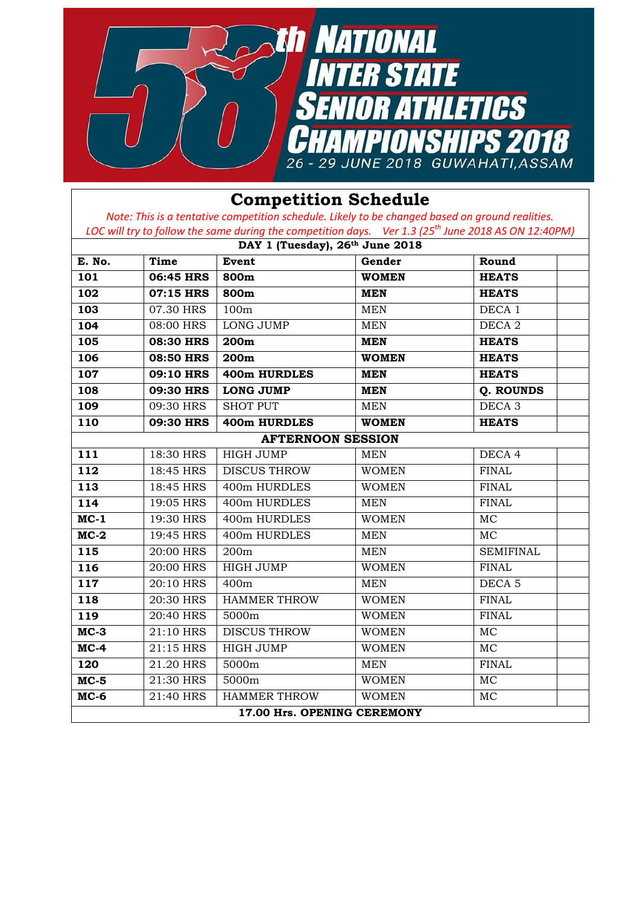# 58th NATIONAL INTER STATE SENIOR ATHLETICS CHAMPIONSHIPS 2018

26 - 29 JUNE 2018 GUWAHATI,ASSAM

## Competition Schedule

*Note: This is a tentative competition schedule. Likely to be changed based on ground realities. LOC will try to follow the same during the competition days. Ver 1.3 (25th June 2018 AS ON 12:40PM)*

| DAY 1 (Tuesday), 26th June 2018 | | | | | |
|---|---|---|---|---|---|
| **E. No.** | **Time** | **Event** | **Gender** | **Round** | |
| **101** | **06:45 HRS** | **800m** | **WOMEN** | **HEATS** | |
| **102** | **07:15 HRS** | **800m** | **MEN** | **HEATS** | |
| **103** | 07.30 HRS | 100m | MEN | DECA 1 | |
| **104** | 08:00 HRS | LONG JUMP | MEN | DECA 2 | |
| **105** | **08:30 HRS** | **200m** | **MEN** | **HEATS** | |
| **106** | **08:50 HRS** | **200m** | **WOMEN** | **HEATS** | |
| **107** | **09:10 HRS** | **400m HURDLES** | **MEN** | **HEATS** | |
| **108** | **09:30 HRS** | **LONG JUMP** | **MEN** | **Q. ROUNDS** | |
| **109** | 09:30 HRS | SHOT PUT | MEN | DECA 3 | |
| **110** | **09:30 HRS** | **400m HURDLES** | **WOMEN** | **HEATS** | |
| **AFTERNOON SESSION** | | | | | |
| **111** | 18:30 HRS | HIGH JUMP | MEN | DECA 4 | |
| **112** | 18:45 HRS | DISCUS THROW | WOMEN | FINAL | |
| **113** | 18:45 HRS | 400m HURDLES | WOMEN | FINAL | |
| **114** | 19:05 HRS | 400m HURDLES | MEN | FINAL | |
| **MC-1** | 19:30 HRS | 400m HURDLES | WOMEN | MC | |
| **MC-2** | 19:45 HRS | 400m HURDLES | MEN | MC | |
| **115** | 20:00 HRS | 200m | MEN | SEMIFINAL | |
| **116** | 20:00 HRS | HIGH JUMP | WOMEN | FINAL | |
| **117** | 20:10 HRS | 400m | MEN | DECA 5 | |
| **118** | 20:30 HRS | HAMMER THROW | WOMEN | FINAL | |
| **119** | 20:40 HRS | 5000m | WOMEN | FINAL | |
| **MC-3** | 21:10 HRS | DISCUS THROW | WOMEN | MC | |
| **MC-4** | 21:15 HRS | HIGH JUMP | WOMEN | MC | |
| **120** | 21.20 HRS | 5000m | MEN | FINAL | |
| **MC-5** | 21:30 HRS | 5000m | WOMEN | MC | |
| **MC-6** | 21:40 HRS | HAMMER THROW | WOMEN | MC | |
| **17.00 Hrs. OPENING CEREMONY** | | | | | |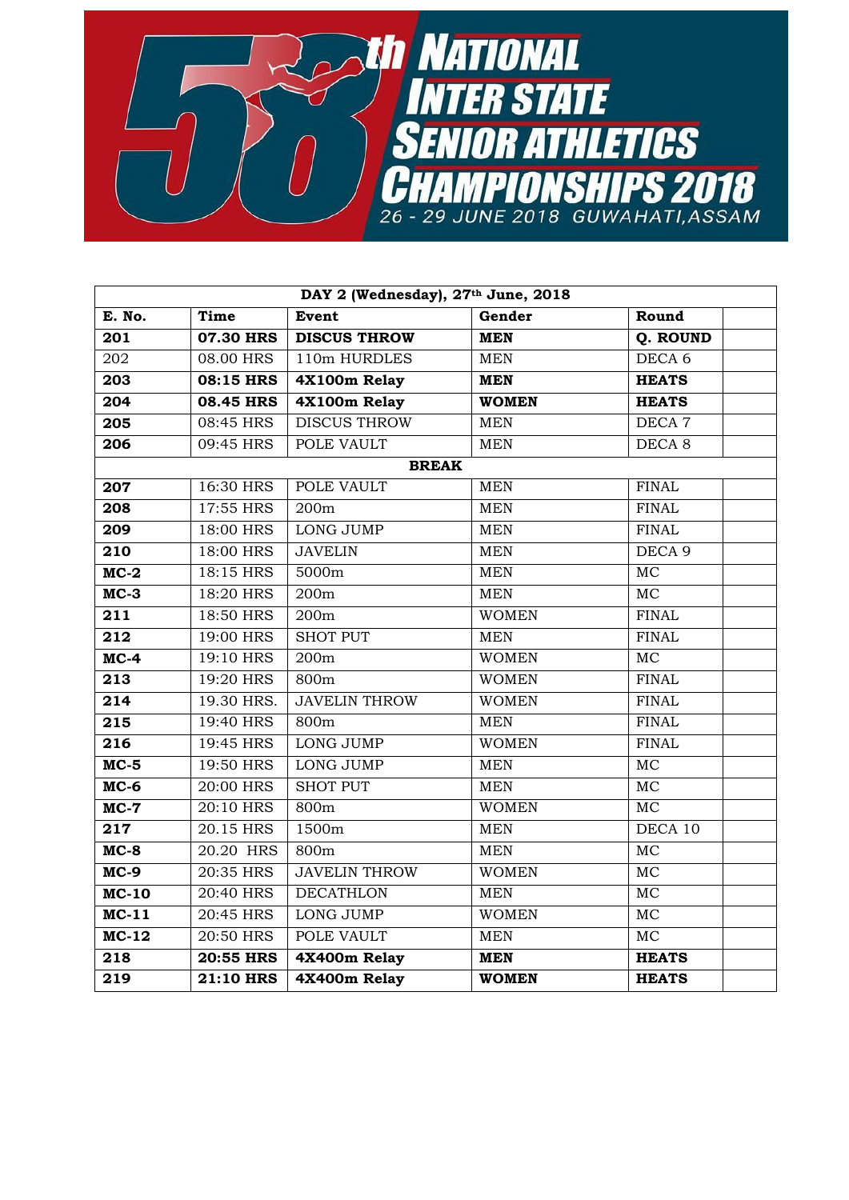# 58th NATIONAL INTER STATE SENIOR ATHLETICS CHAMPIONSHIPS 2018

26 - 29 JUNE 2018 GUWAHATI, ASSAM

| DAY 2 (Wednesday), 27th June, 2018 | | | | | |
|---|---|---|---|---|---|
| **E. No.** | **Time** | **Event** | **Gender** | **Round** | |
| **201** | **07.30 HRS** | **DISCUS THROW** | **MEN** | **Q. ROUND** | |
| 202 | 08.00 HRS | 110m HURDLES | MEN | DECA 6 | |
| **203** | **08:15 HRS** | **4X100m Relay** | **MEN** | **HEATS** | |
| **204** | **08.45 HRS** | **4X100m Relay** | **WOMEN** | **HEATS** | |
| **205** | 08:45 HRS | DISCUS THROW | MEN | DECA 7 | |
| **206** | 09:45 HRS | POLE VAULT | MEN | DECA 8 | |
| | | **BREAK** | | | |
| **207** | 16:30 HRS | POLE VAULT | MEN | FINAL | |
| **208** | 17:55 HRS | 200m | MEN | FINAL | |
| **209** | 18:00 HRS | LONG JUMP | MEN | FINAL | |
| **210** | 18:00 HRS | JAVELIN | MEN | DECA 9 | |
| **MC-2** | 18:15 HRS | 5000m | MEN | MC | |
| **MC-3** | 18:20 HRS | 200m | MEN | MC | |
| **211** | 18:50 HRS | 200m | WOMEN | FINAL | |
| **212** | 19:00 HRS | SHOT PUT | MEN | FINAL | |
| **MC-4** | 19:10 HRS | 200m | WOMEN | MC | |
| **213** | 19:20 HRS | 800m | WOMEN | FINAL | |
| **214** | 19.30 HRS. | JAVELIN THROW | WOMEN | FINAL | |
| **215** | 19:40 HRS | 800m | MEN | FINAL | |
| **216** | 19:45 HRS | LONG JUMP | WOMEN | FINAL | |
| **MC-5** | 19:50 HRS | LONG JUMP | MEN | MC | |
| **MC-6** | 20:00 HRS | SHOT PUT | MEN | MC | |
| **MC-7** | 20:10 HRS | 800m | WOMEN | MC | |
| **217** | 20.15 HRS | 1500m | MEN | DECA 10 | |
| **MC-8** | 20.20 HRS | 800m | MEN | MC | |
| **MC-9** | 20:35 HRS | JAVELIN THROW | WOMEN | MC | |
| **MC-10** | 20:40 HRS | DECATHLON | MEN | MC | |
| **MC-11** | 20:45 HRS | LONG JUMP | WOMEN | MC | |
| **MC-12** | 20:50 HRS | POLE VAULT | MEN | MC | |
| **218** | **20:55 HRS** | **4X400m Relay** | **MEN** | **HEATS** | |
| **219** | **21:10 HRS** | **4X400m Relay** | **WOMEN** | **HEATS** | |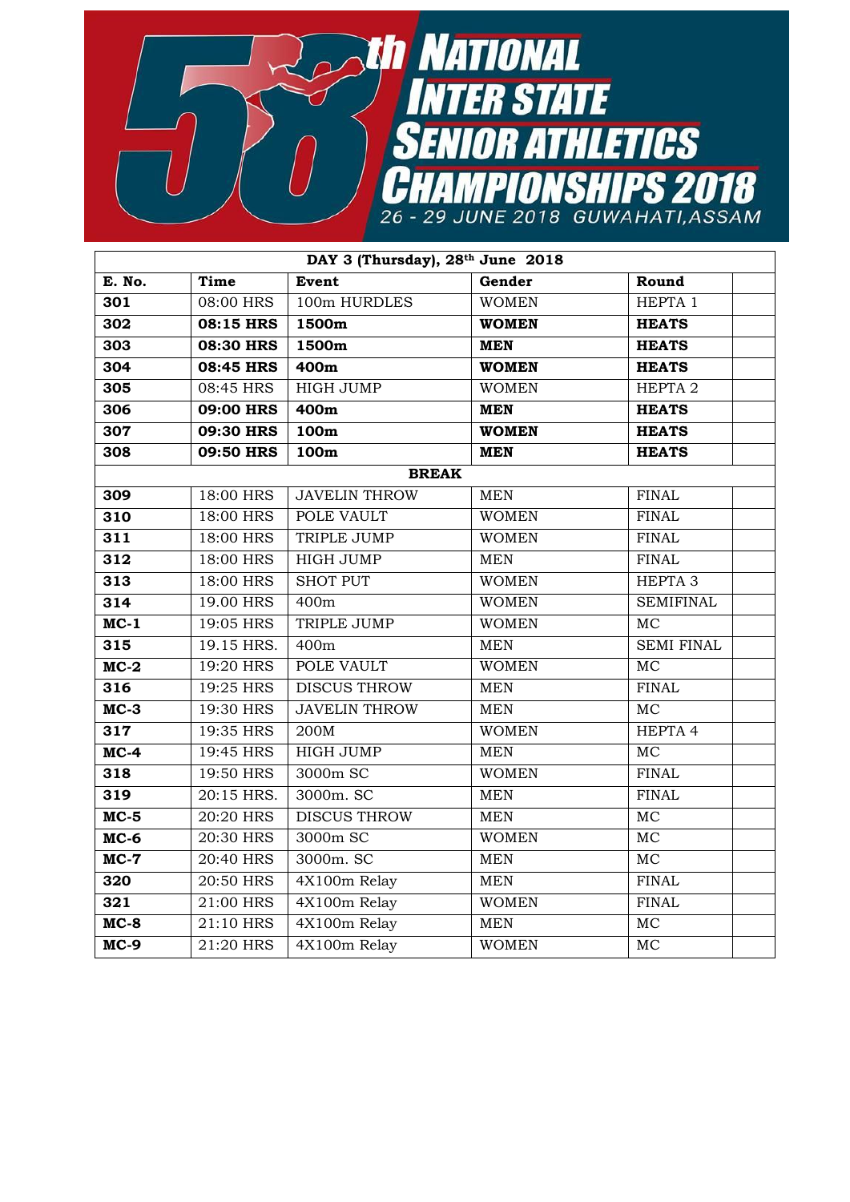# 58th NATIONAL INTER STATE SENIOR ATHLETICS CHAMPIONSHIPS 2018

26 - 29 JUNE 2018 GUWAHATI,ASSAM

| DAY 3 (Thursday), 28th June 2018 | | | | | |
|---|---|---|---|---|---|
| **E. No.** | **Time** | **Event** | **Gender** | **Round** | |
| **301** | 08:00 HRS | 100m HURDLES | WOMEN | HEPTA 1 | |
| **302** | **08:15 HRS** | **1500m** | **WOMEN** | **HEATS** | |
| **303** | **08:30 HRS** | **1500m** | **MEN** | **HEATS** | |
| **304** | **08:45 HRS** | **400m** | **WOMEN** | **HEATS** | |
| **305** | 08:45 HRS | HIGH JUMP | WOMEN | HEPTA 2 | |
| **306** | **09:00 HRS** | **400m** | **MEN** | **HEATS** | |
| **307** | **09:30 HRS** | **100m** | **WOMEN** | **HEATS** | |
| **308** | **09:50 HRS** | **100m** | **MEN** | **HEATS** | |
| | | **BREAK** | | | |
| **309** | 18:00 HRS | JAVELIN THROW | MEN | FINAL | |
| **310** | 18:00 HRS | POLE VAULT | WOMEN | FINAL | |
| **311** | 18:00 HRS | TRIPLE JUMP | WOMEN | FINAL | |
| **312** | 18:00 HRS | HIGH JUMP | MEN | FINAL | |
| **313** | 18:00 HRS | SHOT PUT | WOMEN | HEPTA 3 | |
| **314** | 19.00 HRS | 400m | WOMEN | SEMIFINAL | |
| **MC-1** | 19:05 HRS | TRIPLE JUMP | WOMEN | MC | |
| **315** | 19.15 HRS. | 400m | MEN | SEMI FINAL | |
| **MC-2** | 19:20 HRS | POLE VAULT | WOMEN | MC | |
| **316** | 19:25 HRS | DISCUS THROW | MEN | FINAL | |
| **MC-3** | 19:30 HRS | JAVELIN THROW | MEN | MC | |
| **317** | 19:35 HRS | 200M | WOMEN | HEPTA 4 | |
| **MC-4** | 19:45 HRS | HIGH JUMP | MEN | MC | |
| **318** | 19:50 HRS | 3000m SC | WOMEN | FINAL | |
| **319** | 20:15 HRS. | 3000m. SC | MEN | FINAL | |
| **MC-5** | 20:20 HRS | DISCUS THROW | MEN | MC | |
| **MC-6** | 20:30 HRS | 3000m SC | WOMEN | MC | |
| **MC-7** | 20:40 HRS | 3000m. SC | MEN | MC | |
| **320** | 20:50 HRS | 4X100m Relay | MEN | FINAL | |
| **321** | 21:00 HRS | 4X100m Relay | WOMEN | FINAL | |
| **MC-8** | 21:10 HRS | 4X100m Relay | MEN | MC | |
| **MC-9** | 21:20 HRS | 4X100m Relay | WOMEN | MC | |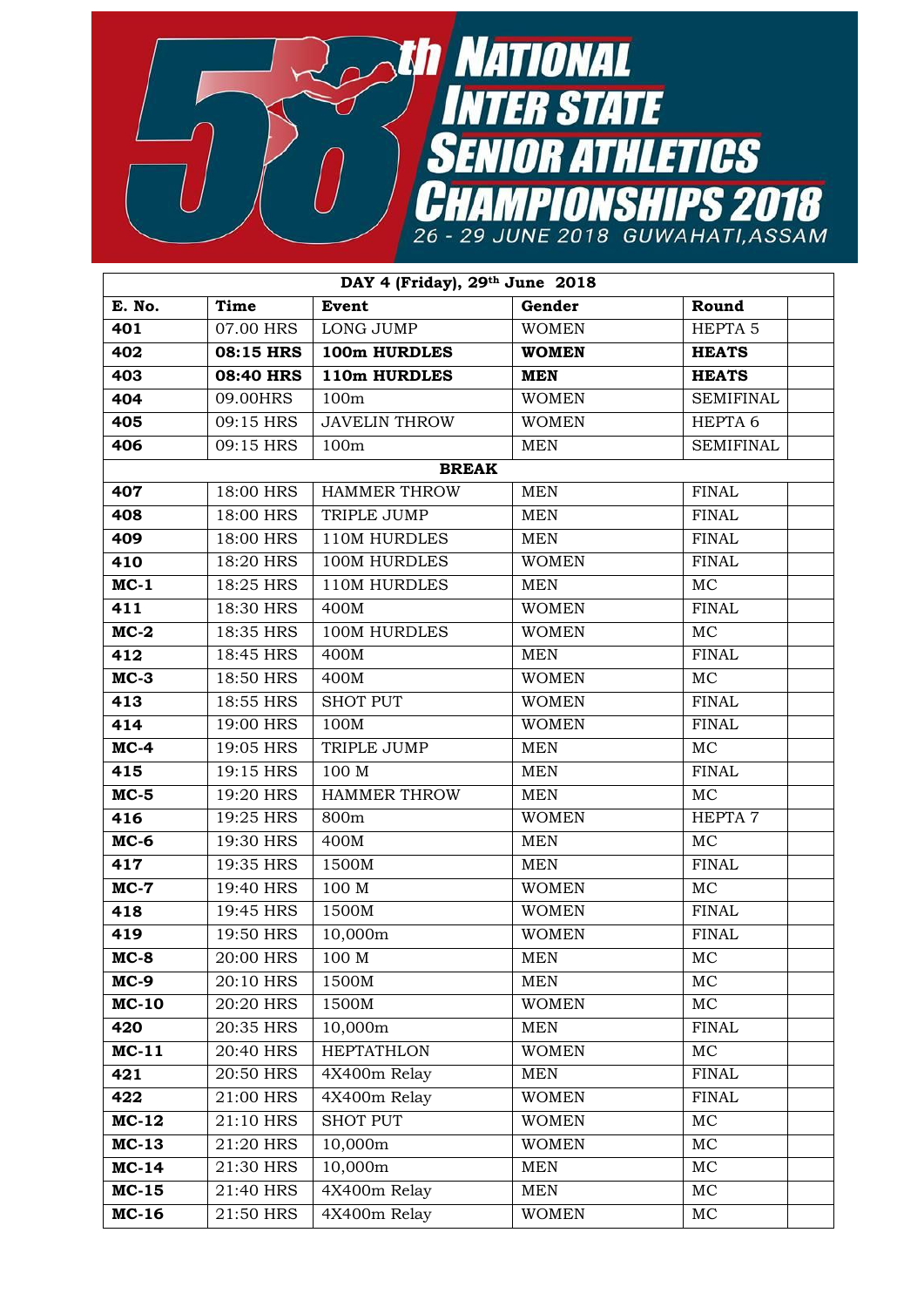# 58th NATIONAL INTER STATE SENIOR ATHLETICS CHAMPIONSHIPS 2018

26 - 29 JUNE 2018 GUWAHATI,ASSAM

| DAY 4 (Friday), 29th June 2018 | | | | | |
|---|---|---|---|---|---|
| **E. No.** | **Time** | **Event** | **Gender** | **Round** | |
| **401** | 07.00 HRS | LONG JUMP | WOMEN | HEPTA 5 | |
| **402** | **08:15 HRS** | **100m HURDLES** | **WOMEN** | **HEATS** | |
| **403** | **08:40 HRS** | **110m HURDLES** | **MEN** | **HEATS** | |
| **404** | 09.00HRS | 100m | WOMEN | SEMIFINAL | |
| **405** | 09:15 HRS | JAVELIN THROW | WOMEN | HEPTA 6 | |
| **406** | 09:15 HRS | 100m | MEN | SEMIFINAL | |
| | | **BREAK** | | | |
| **407** | 18:00 HRS | HAMMER THROW | MEN | FINAL | |
| **408** | 18:00 HRS | TRIPLE JUMP | MEN | FINAL | |
| **409** | 18:00 HRS | 110M HURDLES | MEN | FINAL | |
| **410** | 18:20 HRS | 100M HURDLES | WOMEN | FINAL | |
| **MC-1** | 18:25 HRS | 110M HURDLES | MEN | MC | |
| **411** | 18:30 HRS | 400M | WOMEN | FINAL | |
| **MC-2** | 18:35 HRS | 100M HURDLES | WOMEN | MC | |
| **412** | 18:45 HRS | 400M | MEN | FINAL | |
| **MC-3** | 18:50 HRS | 400M | WOMEN | MC | |
| **413** | 18:55 HRS | SHOT PUT | WOMEN | FINAL | |
| **414** | 19:00 HRS | 100M | WOMEN | FINAL | |
| **MC-4** | 19:05 HRS | TRIPLE JUMP | MEN | MC | |
| **415** | 19:15 HRS | 100 M | MEN | FINAL | |
| **MC-5** | 19:20 HRS | HAMMER THROW | MEN | MC | |
| **416** | 19:25 HRS | 800m | WOMEN | HEPTA 7 | |
| **MC-6** | 19:30 HRS | 400M | MEN | MC | |
| **417** | 19:35 HRS | 1500M | MEN | FINAL | |
| **MC-7** | 19:40 HRS | 100 M | WOMEN | MC | |
| **418** | 19:45 HRS | 1500M | WOMEN | FINAL | |
| **419** | 19:50 HRS | 10,000m | WOMEN | FINAL | |
| **MC-8** | 20:00 HRS | 100 M | MEN | MC | |
| **MC-9** | 20:10 HRS | 1500M | MEN | MC | |
| **MC-10** | 20:20 HRS | 1500M | WOMEN | MC | |
| **420** | 20:35 HRS | 10,000m | MEN | FINAL | |
| **MC-11** | 20:40 HRS | HEPTATHLON | WOMEN | MC | |
| **421** | 20:50 HRS | 4X400m Relay | MEN | FINAL | |
| **422** | 21:00 HRS | 4X400m Relay | WOMEN | FINAL | |
| **MC-12** | 21:10 HRS | SHOT PUT | WOMEN | MC | |
| **MC-13** | 21:20 HRS | 10,000m | WOMEN | MC | |
| **MC-14** | 21:30 HRS | 10,000m | MEN | MC | |
| **MC-15** | 21:40 HRS | 4X400m Relay | MEN | MC | |
| **MC-16** | 21:50 HRS | 4X400m Relay | WOMEN | MC | |